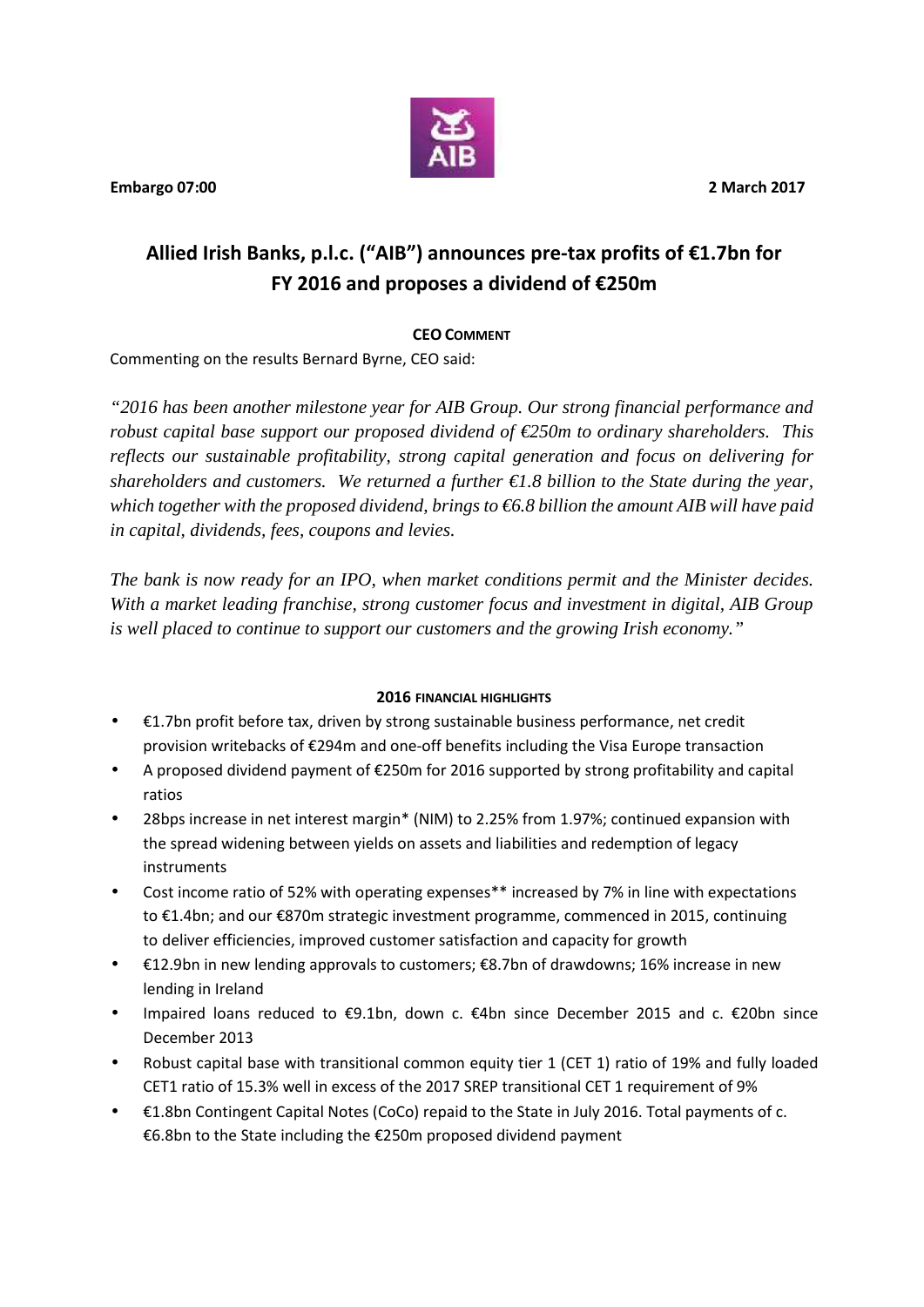**Embargo 07:00** **2 March 2017**

# Allied Irish Banks, p.l.c. ("AIB") announces pre-tax profits of €1.7bn for FY 2016 and proposes a dividend of €250m

**CEO COMMENT**

Commenting on the results Bernard Byrne, CEO said:

*"2016 has been another milestone year for AIB Group. Our strong financial performance and robust capital base support our proposed dividend of €250m to ordinary shareholders. This reflects our sustainable profitability, strong capital generation and focus on delivering for shareholders and customers. We returned a further €1.8 billion to the State during the year, which together with the proposed dividend, brings to €6.8 billion the amount AIB will have paid in capital, dividends, fees, coupons and levies.*

*The bank is now ready for an IPO, when market conditions permit and the Minister decides. With a market leading franchise, strong customer focus and investment in digital, AIB Group is well placed to continue to support our customers and the growing Irish economy."*

**2016 FINANCIAL HIGHLIGHTS**

- €1.7bn profit before tax, driven by strong sustainable business performance, net credit provision writebacks of €294m and one-off benefits including the Visa Europe transaction
- A proposed dividend payment of €250m for 2016 supported by strong profitability and capital ratios
- 28bps increase in net interest margin* (NIM) to 2.25% from 1.97%; continued expansion with the spread widening between yields on assets and liabilities and redemption of legacy instruments
- Cost income ratio of 52% with operating expenses** increased by 7% in line with expectations to €1.4bn; and our €870m strategic investment programme, commenced in 2015, continuing to deliver efficiencies, improved customer satisfaction and capacity for growth
- €12.9bn in new lending approvals to customers; €8.7bn of drawdowns; 16% increase in new lending in Ireland
- Impaired loans reduced to €9.1bn, down c. €4bn since December 2015 and c. €20bn since December 2013
- Robust capital base with transitional common equity tier 1 (CET 1) ratio of 19% and fully loaded CET1 ratio of 15.3% well in excess of the 2017 SREP transitional CET 1 requirement of 9%
- €1.8bn Contingent Capital Notes (CoCo) repaid to the State in July 2016. Total payments of c. €6.8bn to the State including the €250m proposed dividend payment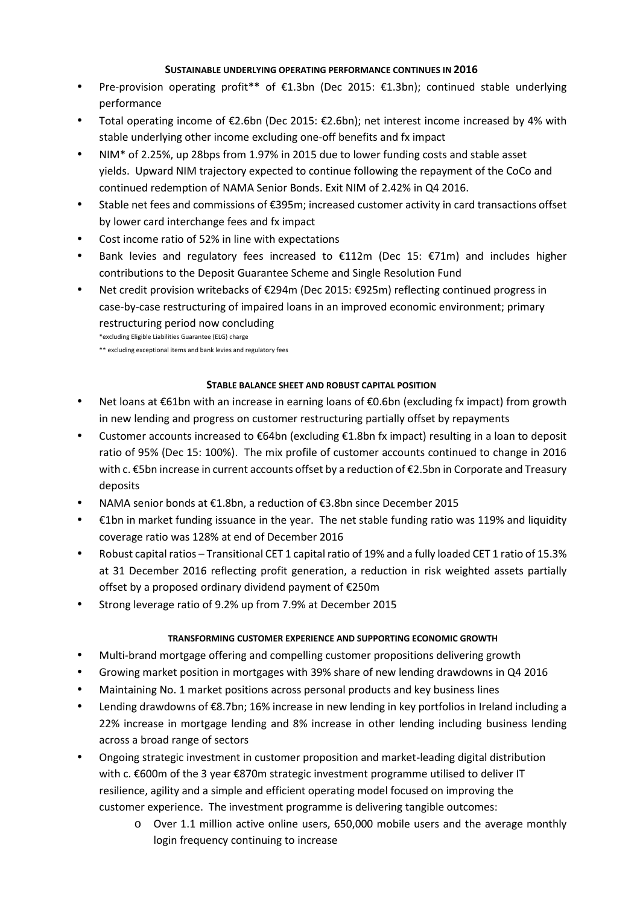## SUSTAINABLE UNDERLYING OPERATING PERFORMANCE CONTINUES IN 2016

- Pre-provision operating profit** of €1.3bn (Dec 2015: €1.3bn); continued stable underlying performance
- Total operating income of €2.6bn (Dec 2015: €2.6bn); net interest income increased by 4% with stable underlying other income excluding one-off benefits and fx impact
- NIM* of 2.25%, up 28bps from 1.97% in 2015 due to lower funding costs and stable asset yields. Upward NIM trajectory expected to continue following the repayment of the CoCo and continued redemption of NAMA Senior Bonds. Exit NIM of 2.42% in Q4 2016.
- Stable net fees and commissions of €395m; increased customer activity in card transactions offset by lower card interchange fees and fx impact
- Cost income ratio of 52% in line with expectations
- Bank levies and regulatory fees increased to €112m (Dec 15: €71m) and includes higher contributions to the Deposit Guarantee Scheme and Single Resolution Fund
- Net credit provision writebacks of €294m (Dec 2015: €925m) reflecting continued progress in case-by-case restructuring of impaired loans in an improved economic environment; primary restructuring period now concluding

*excluding Eligible Liabilities Guarantee (ELG) charge

** excluding exceptional items and bank levies and regulatory fees

## STABLE BALANCE SHEET AND ROBUST CAPITAL POSITION

- Net loans at €61bn with an increase in earning loans of €0.6bn (excluding fx impact) from growth in new lending and progress on customer restructuring partially offset by repayments
- Customer accounts increased to €64bn (excluding €1.8bn fx impact) resulting in a loan to deposit ratio of 95% (Dec 15: 100%). The mix profile of customer accounts continued to change in 2016 with c. €5bn increase in current accounts offset by a reduction of €2.5bn in Corporate and Treasury deposits
- NAMA senior bonds at €1.8bn, a reduction of €3.8bn since December 2015
- €1bn in market funding issuance in the year. The net stable funding ratio was 119% and liquidity coverage ratio was 128% at end of December 2016
- Robust capital ratios – Transitional CET 1 capital ratio of 19% and a fully loaded CET 1 ratio of 15.3% at 31 December 2016 reflecting profit generation, a reduction in risk weighted assets partially offset by a proposed ordinary dividend payment of €250m
- Strong leverage ratio of 9.2% up from 7.9% at December 2015

## TRANSFORMING CUSTOMER EXPERIENCE AND SUPPORTING ECONOMIC GROWTH

- Multi-brand mortgage offering and compelling customer propositions delivering growth
- Growing market position in mortgages with 39% share of new lending drawdowns in Q4 2016
- Maintaining No. 1 market positions across personal products and key business lines
- Lending drawdowns of €8.7bn; 16% increase in new lending in key portfolios in Ireland including a 22% increase in mortgage lending and 8% increase in other lending including business lending across a broad range of sectors
- Ongoing strategic investment in customer proposition and market-leading digital distribution with c. €600m of the 3 year €870m strategic investment programme utilised to deliver IT resilience, agility and a simple and efficient operating model focused on improving the customer experience. The investment programme is delivering tangible outcomes:
  - Over 1.1 million active online users, 650,000 mobile users and the average monthly login frequency continuing to increase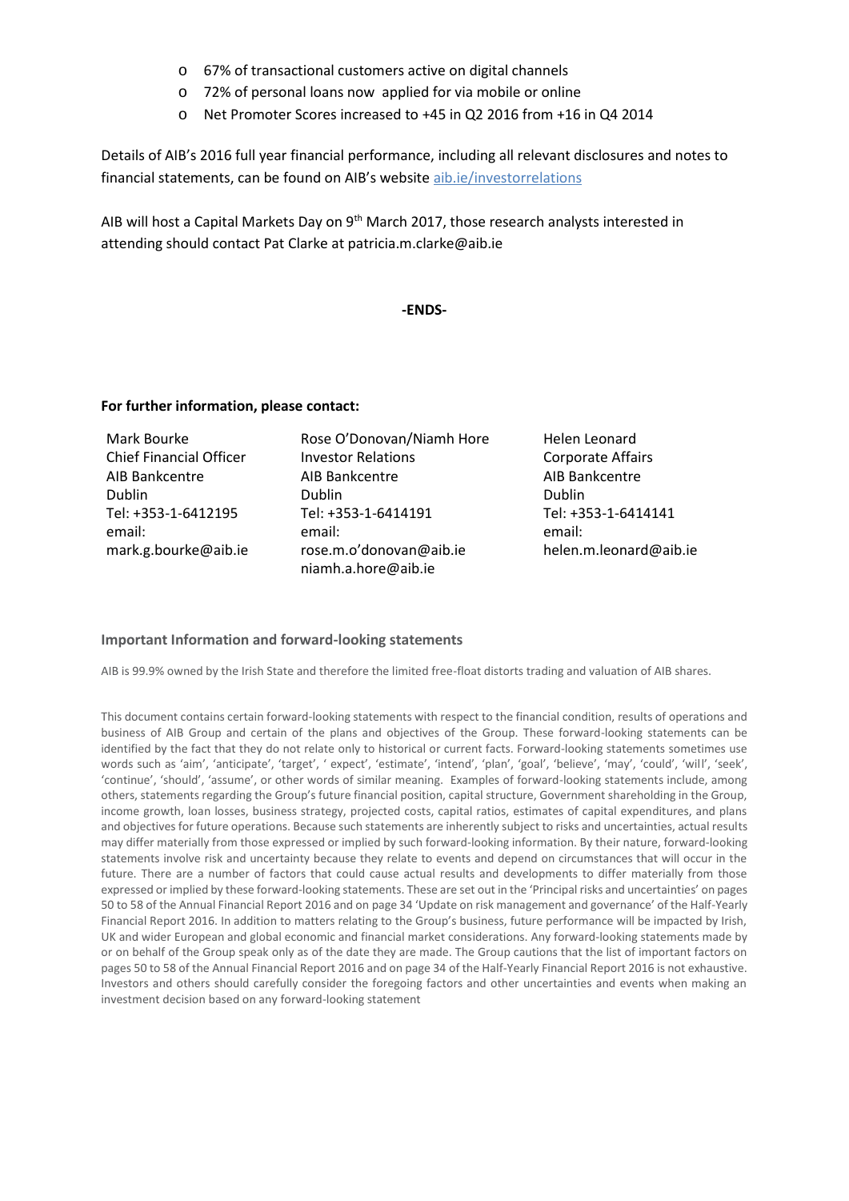- 67% of transactional customers active on digital channels
- 72% of personal loans now applied for via mobile or online
- Net Promoter Scores increased to +45 in Q2 2016 from +16 in Q4 2014

Details of AIB's 2016 full year financial performance, including all relevant disclosures and notes to financial statements, can be found on AIB's website [aib.ie/investorrelations](aib.ie/investorrelations)

AIB will host a Capital Markets Day on 9th March 2017, those research analysts interested in attending should contact Pat Clarke at patricia.m.clarke@aib.ie

**-ENDS-**

**For further information, please contact:**

| | | |
|---|---|---|
| Mark Bourke | Rose O'Donovan/Niamh Hore | Helen Leonard |
| Chief Financial Officer | Investor Relations | Corporate Affairs |
| AIB Bankcentre | AIB Bankcentre | AIB Bankcentre |
| Dublin | Dublin | Dublin |
| Tel: +353-1-6412195 | Tel: +353-1-6414191 | Tel: +353-1-6414141 |
| email: | email: | email: |
| mark.g.bourke@aib.ie | rose.m.o'donovan@aib.ie<br>niamh.a.hore@aib.ie | helen.m.leonard@aib.ie |

### Important Information and forward-looking statements

AIB is 99.9% owned by the Irish State and therefore the limited free-float distorts trading and valuation of AIB shares.

This document contains certain forward-looking statements with respect to the financial condition, results of operations and business of AIB Group and certain of the plans and objectives of the Group. These forward-looking statements can be identified by the fact that they do not relate only to historical or current facts. Forward-looking statements sometimes use words such as 'aim', 'anticipate', 'target', ' expect', 'estimate', 'intend', 'plan', 'goal', 'believe', 'may', 'could', 'will', 'seek', 'continue', 'should', 'assume', or other words of similar meaning. Examples of forward-looking statements include, among others, statements regarding the Group's future financial position, capital structure, Government shareholding in the Group, income growth, loan losses, business strategy, projected costs, capital ratios, estimates of capital expenditures, and plans and objectives for future operations. Because such statements are inherently subject to risks and uncertainties, actual results may differ materially from those expressed or implied by such forward-looking information. By their nature, forward-looking statements involve risk and uncertainty because they relate to events and depend on circumstances that will occur in the future. There are a number of factors that could cause actual results and developments to differ materially from those expressed or implied by these forward-looking statements. These are set out in the 'Principal risks and uncertainties' on pages 50 to 58 of the Annual Financial Report 2016 and on page 34 'Update on risk management and governance' of the Half-Yearly Financial Report 2016. In addition to matters relating to the Group's business, future performance will be impacted by Irish, UK and wider European and global economic and financial market considerations. Any forward-looking statements made by or on behalf of the Group speak only as of the date they are made. The Group cautions that the list of important factors on pages 50 to 58 of the Annual Financial Report 2016 and on page 34 of the Half-Yearly Financial Report 2016 is not exhaustive. Investors and others should carefully consider the foregoing factors and other uncertainties and events when making an investment decision based on any forward-looking statement